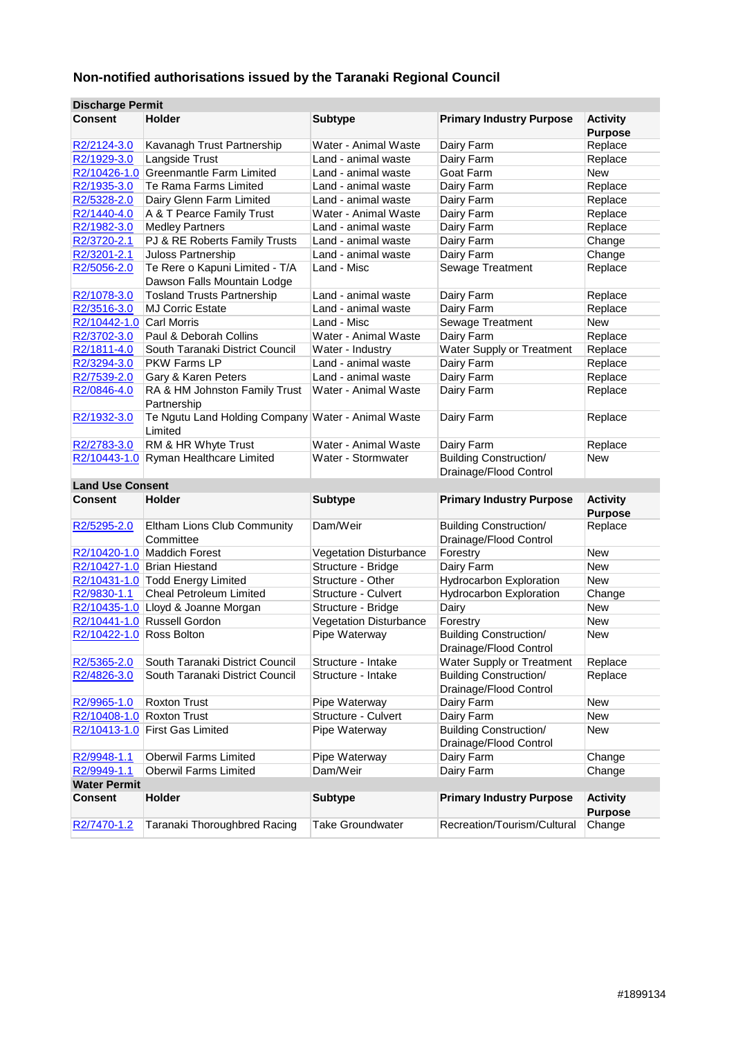# Non-notified authorisations issued by the Taranaki Regional Council

**Discharge Permit**

| Consent | Holder | Subtype | Primary Industry Purpose | Activity Purpose |
|---|---|---|---|---|
| R2/2124-3.0 | Kavanagh Trust Partnership | Water - Animal Waste | Dairy Farm | Replace |
| R2/1929-3.0 | Langside Trust | Land - animal waste | Dairy Farm | Replace |
| R2/10426-1.0 | Greenmantle Farm Limited | Land - animal waste | Goat Farm | New |
| R2/1935-3.0 | Te Rama Farms Limited | Land - animal waste | Dairy Farm | Replace |
| R2/5328-2.0 | Dairy Glenn Farm Limited | Land - animal waste | Dairy Farm | Replace |
| R2/1440-4.0 | A & T Pearce Family Trust | Water - Animal Waste | Dairy Farm | Replace |
| R2/1982-3.0 | Medley Partners | Land - animal waste | Dairy Farm | Replace |
| R2/3720-2.1 | PJ & RE Roberts Family Trusts | Land - animal waste | Dairy Farm | Change |
| R2/3201-2.1 | Juloss Partnership | Land - animal waste | Dairy Farm | Change |
| R2/5056-2.0 | Te Rere o Kapuni Limited - T/A Dawson Falls Mountain Lodge | Land - Misc | Sewage Treatment | Replace |
| R2/1078-3.0 | Tosland Trusts Partnership | Land - animal waste | Dairy Farm | Replace |
| R2/3516-3.0 | MJ Corric Estate | Land - animal waste | Dairy Farm | Replace |
| R2/10442-1.0 | Carl Morris | Land - Misc | Sewage Treatment | New |
| R2/3702-3.0 | Paul & Deborah Collins | Water - Animal Waste | Dairy Farm | Replace |
| R2/1811-4.0 | South Taranaki District Council | Water - Industry | Water Supply or Treatment | Replace |
| R2/3294-3.0 | PKW Farms LP | Land - animal waste | Dairy Farm | Replace |
| R2/7539-2.0 | Gary & Karen Peters | Land - animal waste | Dairy Farm | Replace |
| R2/0846-4.0 | RA & HM Johnston Family Trust Partnership | Water - Animal Waste | Dairy Farm | Replace |
| R2/1932-3.0 | Te Ngutu Land Holding Company Limited | Water - Animal Waste | Dairy Farm | Replace |
| R2/2783-3.0 | RM & HR Whyte Trust | Water - Animal Waste | Dairy Farm | Replace |
| R2/10443-1.0 | Ryman Healthcare Limited | Water - Stormwater | Building Construction/ Drainage/Flood Control | New |

**Land Use Consent**

| Consent | Holder | Subtype | Primary Industry Purpose | Activity Purpose |
|---|---|---|---|---|
| R2/5295-2.0 | Eltham Lions Club Community Committee | Dam/Weir | Building Construction/ Drainage/Flood Control | Replace |
| R2/10420-1.0 | Maddich Forest | Vegetation Disturbance | Forestry | New |
| R2/10427-1.0 | Brian Hiestand | Structure - Bridge | Dairy Farm | New |
| R2/10431-1.0 | Todd Energy Limited | Structure - Other | Hydrocarbon Exploration | New |
| R2/9830-1.1 | Cheal Petroleum Limited | Structure - Culvert | Hydrocarbon Exploration | Change |
| R2/10435-1.0 | Lloyd & Joanne Morgan | Structure - Bridge | Dairy | New |
| R2/10441-1.0 | Russell Gordon | Vegetation Disturbance | Forestry | New |
| R2/10422-1.0 | Ross Bolton | Pipe Waterway | Building Construction/ Drainage/Flood Control | New |
| R2/5365-2.0 | South Taranaki District Council | Structure - Intake | Water Supply or Treatment | Replace |
| R2/4826-3.0 | South Taranaki District Council | Structure - Intake | Building Construction/ Drainage/Flood Control | Replace |
| R2/9965-1.0 | Roxton Trust | Pipe Waterway | Dairy Farm | New |
| R2/10408-1.0 | Roxton Trust | Structure - Culvert | Dairy Farm | New |
| R2/10413-1.0 | First Gas Limited | Pipe Waterway | Building Construction/ Drainage/Flood Control | New |
| R2/9948-1.1 | Oberwil Farms Limited | Pipe Waterway | Dairy Farm | Change |
| R2/9949-1.1 | Oberwil Farms Limited | Dam/Weir | Dairy Farm | Change |

**Water Permit**

| Consent | Holder | Subtype | Primary Industry Purpose | Activity Purpose |
|---|---|---|---|---|
| R2/7470-1.2 | Taranaki Thoroughbred Racing | Take Groundwater | Recreation/Tourism/Cultural | Change |

#1899134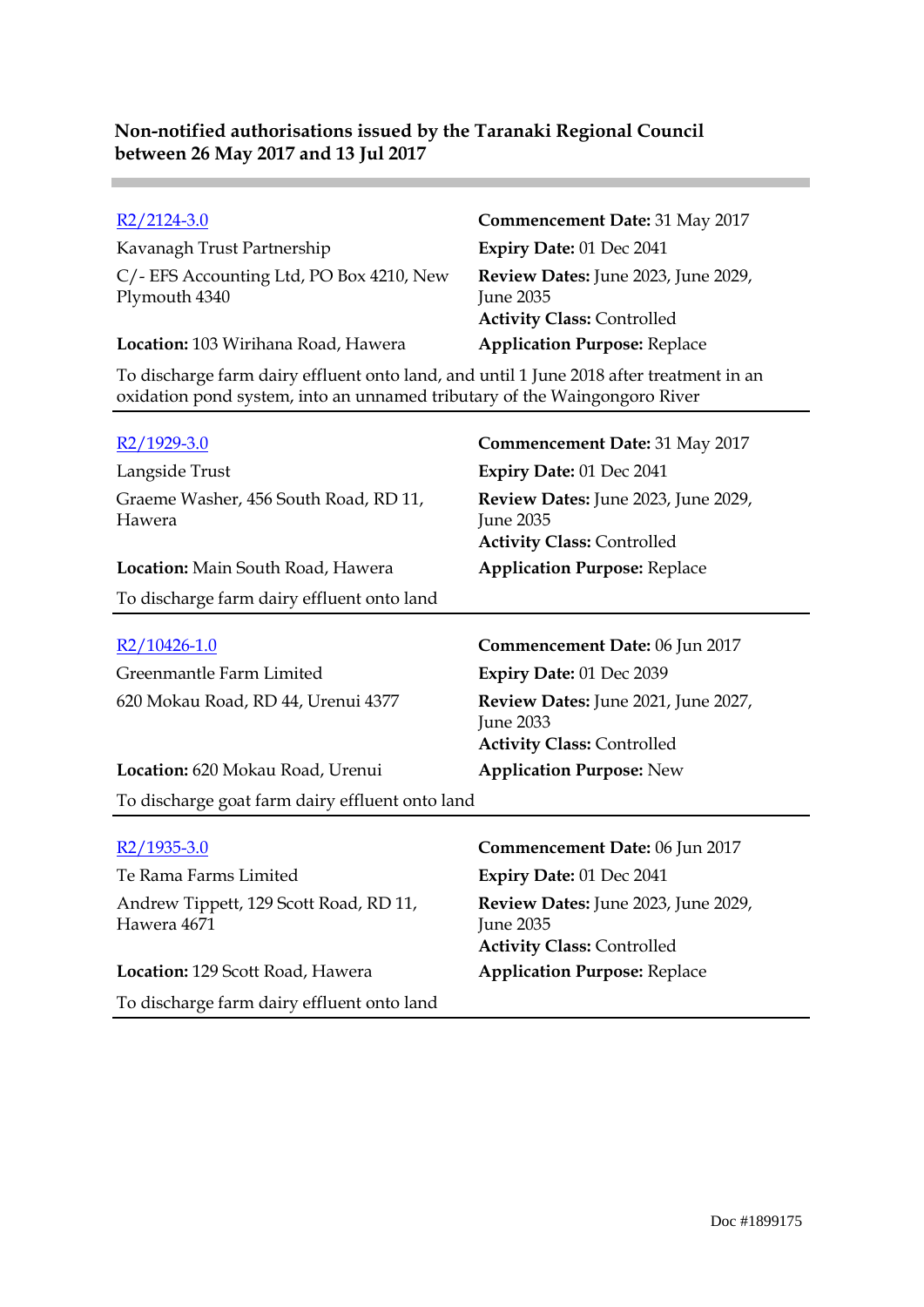**Non-notified authorisations issued by the Taranaki Regional Council between 26 May 2017 and 13 Jul 2017**

---

R2/2124-3.0
Kavanagh Trust Partnership
C/- EFS Accounting Ltd, PO Box 4210, New Plymouth 4340
**Location:** 103 Wirihana Road, Hawera

**Commencement Date:** 31 May 2017
**Expiry Date:** 01 Dec 2041
**Review Dates:** June 2023, June 2029, June 2035
**Activity Class:** Controlled
**Application Purpose:** Replace

To discharge farm dairy effluent onto land, and until 1 June 2018 after treatment in an oxidation pond system, into an unnamed tributary of the Waingongoro River

---

R2/1929-3.0
Langside Trust
Graeme Washer, 456 South Road, RD 11, Hawera
**Location:** Main South Road, Hawera

**Commencement Date:** 31 May 2017
**Expiry Date:** 01 Dec 2041
**Review Dates:** June 2023, June 2029, June 2035
**Activity Class:** Controlled
**Application Purpose:** Replace

To discharge farm dairy effluent onto land

---

R2/10426-1.0
Greenmantle Farm Limited
620 Mokau Road, RD 44, Urenui 4377
**Location:** 620 Mokau Road, Urenui

**Commencement Date:** 06 Jun 2017
**Expiry Date:** 01 Dec 2039
**Review Dates:** June 2021, June 2027, June 2033
**Activity Class:** Controlled
**Application Purpose:** New

To discharge goat farm dairy effluent onto land

---

R2/1935-3.0
Te Rama Farms Limited
Andrew Tippett, 129 Scott Road, RD 11, Hawera 4671
**Location:** 129 Scott Road, Hawera

**Commencement Date:** 06 Jun 2017
**Expiry Date:** 01 Dec 2041
**Review Dates:** June 2023, June 2029, June 2035
**Activity Class:** Controlled
**Application Purpose:** Replace

To discharge farm dairy effluent onto land

---

Doc #1899175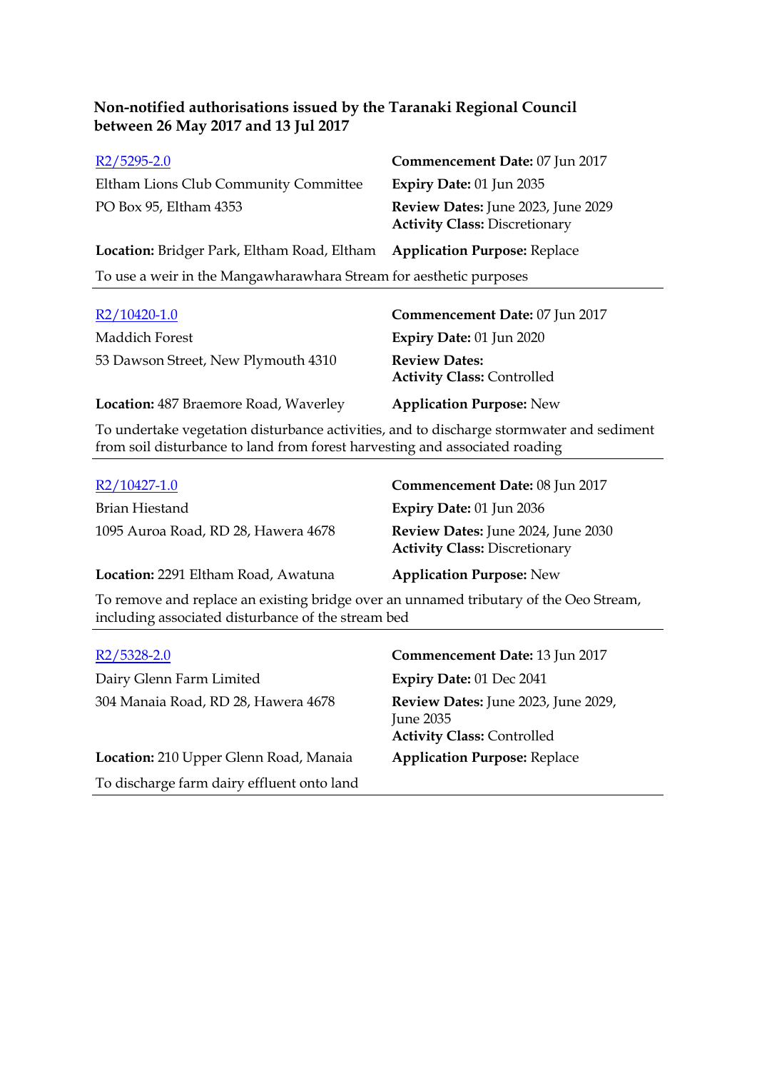**Non-notified authorisations issued by the Taranaki Regional Council between 26 May 2017 and 13 Jul 2017**

[R2/5295-2.0](#)
Eltham Lions Club Community Committee
PO Box 95, Eltham 4353

**Commencement Date:** 07 Jun 2017
**Expiry Date:** 01 Jun 2035
**Review Dates:** June 2023, June 2029
**Activity Class:** Discretionary

**Location:** Bridger Park, Eltham Road, Eltham
**Application Purpose:** Replace

To use a weir in the Mangawharawhara Stream for aesthetic purposes

---

[R2/10420-1.0](#)
Maddich Forest
53 Dawson Street, New Plymouth 4310

**Commencement Date:** 07 Jun 2017
**Expiry Date:** 01 Jun 2020
**Review Dates:**
**Activity Class:** Controlled

**Location:** 487 Braemore Road, Waverley
**Application Purpose:** New

To undertake vegetation disturbance activities, and to discharge stormwater and sediment from soil disturbance to land from forest harvesting and associated roading

---

[R2/10427-1.0](#)
Brian Hiestand
1095 Auroa Road, RD 28, Hawera 4678

**Commencement Date:** 08 Jun 2017
**Expiry Date:** 01 Jun 2036
**Review Dates:** June 2024, June 2030
**Activity Class:** Discretionary

**Location:** 2291 Eltham Road, Awatuna
**Application Purpose:** New

To remove and replace an existing bridge over an unnamed tributary of the Oeo Stream, including associated disturbance of the stream bed

---

[R2/5328-2.0](#)
Dairy Glenn Farm Limited
304 Manaia Road, RD 28, Hawera 4678

**Commencement Date:** 13 Jun 2017
**Expiry Date:** 01 Dec 2041
**Review Dates:** June 2023, June 2029, June 2035
**Activity Class:** Controlled

**Location:** 210 Upper Glenn Road, Manaia
**Application Purpose:** Replace

To discharge farm dairy effluent onto land

---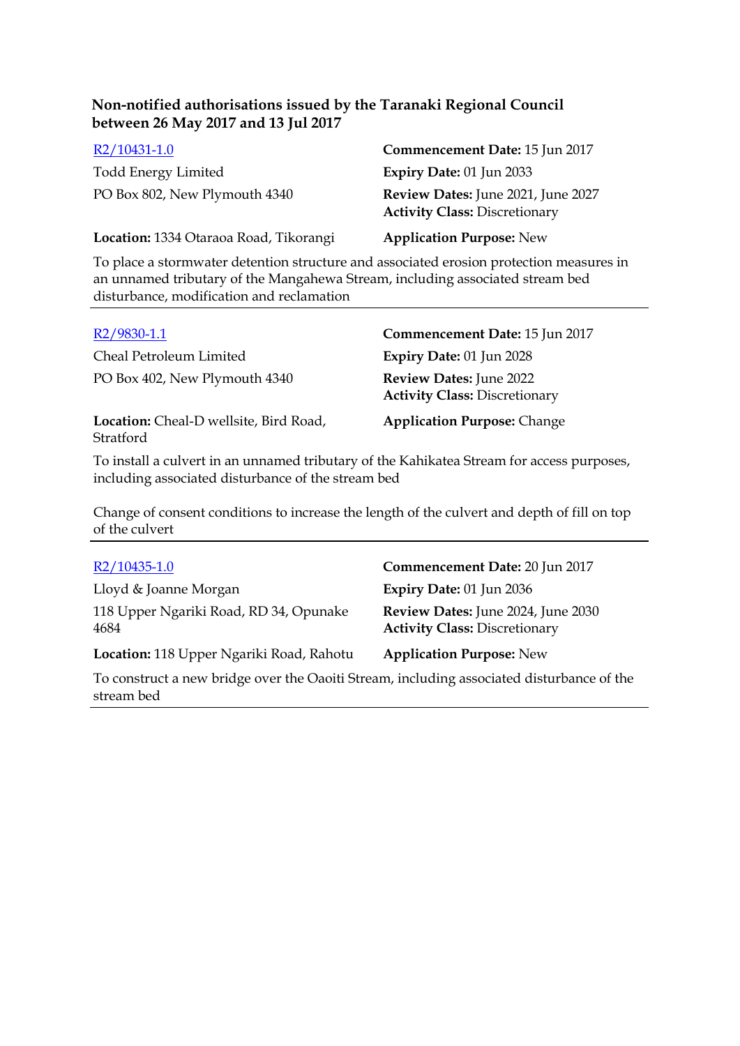**Non-notified authorisations issued by the Taranaki Regional Council between 26 May 2017 and 13 Jul 2017**

[R2/10431-1.0]

Todd Energy Limited
PO Box 802, New Plymouth 4340

**Location:** 1334 Otaraoa Road, Tikorangi

**Commencement Date:** 15 Jun 2017
**Expiry Date:** 01 Jun 2033
**Review Dates:** June 2021, June 2027
**Activity Class:** Discretionary
**Application Purpose:** New

To place a stormwater detention structure and associated erosion protection measures in an unnamed tributary of the Mangahewa Stream, including associated stream bed disturbance, modification and reclamation

---

[R2/9830-1.1]

Cheal Petroleum Limited
PO Box 402, New Plymouth 4340

**Location:** Cheal-D wellsite, Bird Road, Stratford

**Commencement Date:** 15 Jun 2017
**Expiry Date:** 01 Jun 2028
**Review Dates:** June 2022
**Activity Class:** Discretionary
**Application Purpose:** Change

To install a culvert in an unnamed tributary of the Kahikatea Stream for access purposes, including associated disturbance of the stream bed

Change of consent conditions to increase the length of the culvert and depth of fill on top of the culvert

---

[R2/10435-1.0]

Lloyd & Joanne Morgan
118 Upper Ngariki Road, RD 34, Opunake 4684

**Location:** 118 Upper Ngariki Road, Rahotu

**Commencement Date:** 20 Jun 2017
**Expiry Date:** 01 Jun 2036
**Review Dates:** June 2024, June 2030
**Activity Class:** Discretionary
**Application Purpose:** New

To construct a new bridge over the Oaoiti Stream, including associated disturbance of the stream bed

---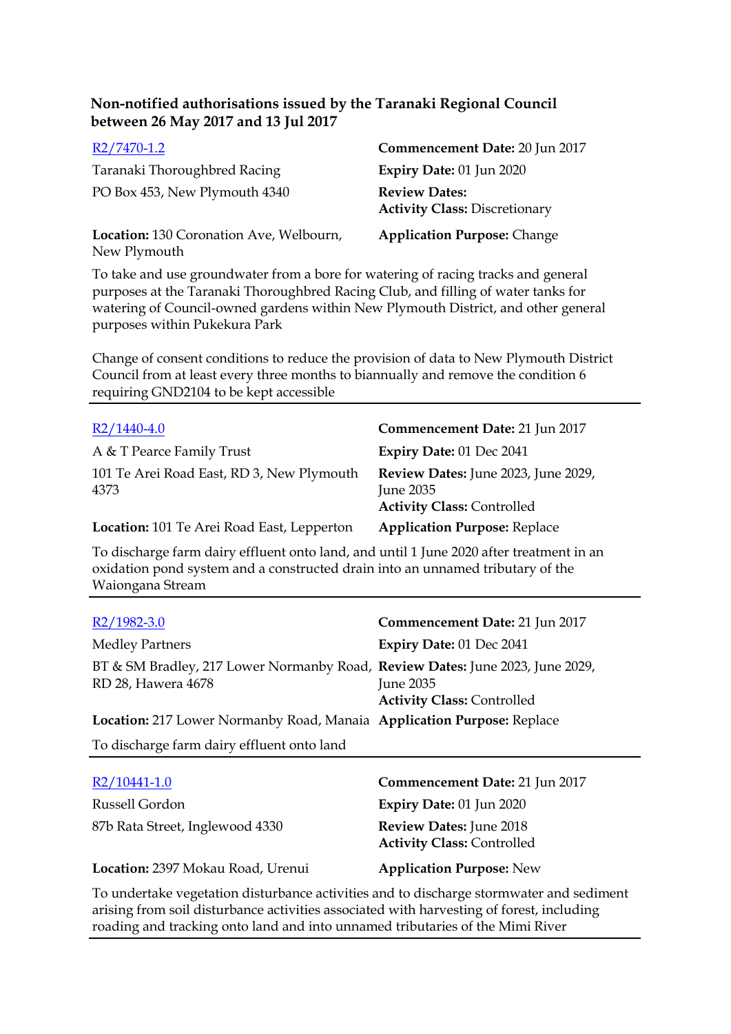**Non-notified authorisations issued by the Taranaki Regional Council between 26 May 2017 and 13 Jul 2017**

[R2/7470-1.2](R2/7470-1.2)

Taranaki Thoroughbred Racing
PO Box 453, New Plymouth 4340

**Commencement Date:** 20 Jun 2017
**Expiry Date:** 01 Jun 2020
**Review Dates:**
**Activity Class:** Discretionary

**Location:** 130 Coronation Ave, Welbourn, New Plymouth

**Application Purpose:** Change

To take and use groundwater from a bore for watering of racing tracks and general purposes at the Taranaki Thoroughbred Racing Club, and filling of water tanks for watering of Council-owned gardens within New Plymouth District, and other general purposes within Pukekura Park

Change of consent conditions to reduce the provision of data to New Plymouth District Council from at least every three months to biannually and remove the condition 6 requiring GND2104 to be kept accessible

---

[R2/1440-4.0](R2/1440-4.0)

A & T Pearce Family Trust
101 Te Arei Road East, RD 3, New Plymouth 4373

**Commencement Date:** 21 Jun 2017
**Expiry Date:** 01 Dec 2041
**Review Dates:** June 2023, June 2029, June 2035
**Activity Class:** Controlled

**Location:** 101 Te Arei Road East, Lepperton

**Application Purpose:** Replace

To discharge farm dairy effluent onto land, and until 1 June 2020 after treatment in an oxidation pond system and a constructed drain into an unnamed tributary of the Waiongana Stream

---

[R2/1982-3.0](R2/1982-3.0)

Medley Partners
BT & SM Bradley, 217 Lower Normanby Road, RD 28, Hawera 4678

**Commencement Date:** 21 Jun 2017
**Expiry Date:** 01 Dec 2041
**Review Dates:** June 2023, June 2029, June 2035
**Activity Class:** Controlled

**Location:** 217 Lower Normanby Road, Manaia

**Application Purpose:** Replace

To discharge farm dairy effluent onto land

---

[R2/10441-1.0](R2/10441-1.0)

Russell Gordon
87b Rata Street, Inglewood 4330

**Commencement Date:** 21 Jun 2017
**Expiry Date:** 01 Jun 2020
**Review Dates:** June 2018
**Activity Class:** Controlled

**Location:** 2397 Mokau Road, Urenui

**Application Purpose:** New

To undertake vegetation disturbance activities and to discharge stormwater and sediment arising from soil disturbance activities associated with harvesting of forest, including roading and tracking onto land and into unnamed tributaries of the Mimi River

---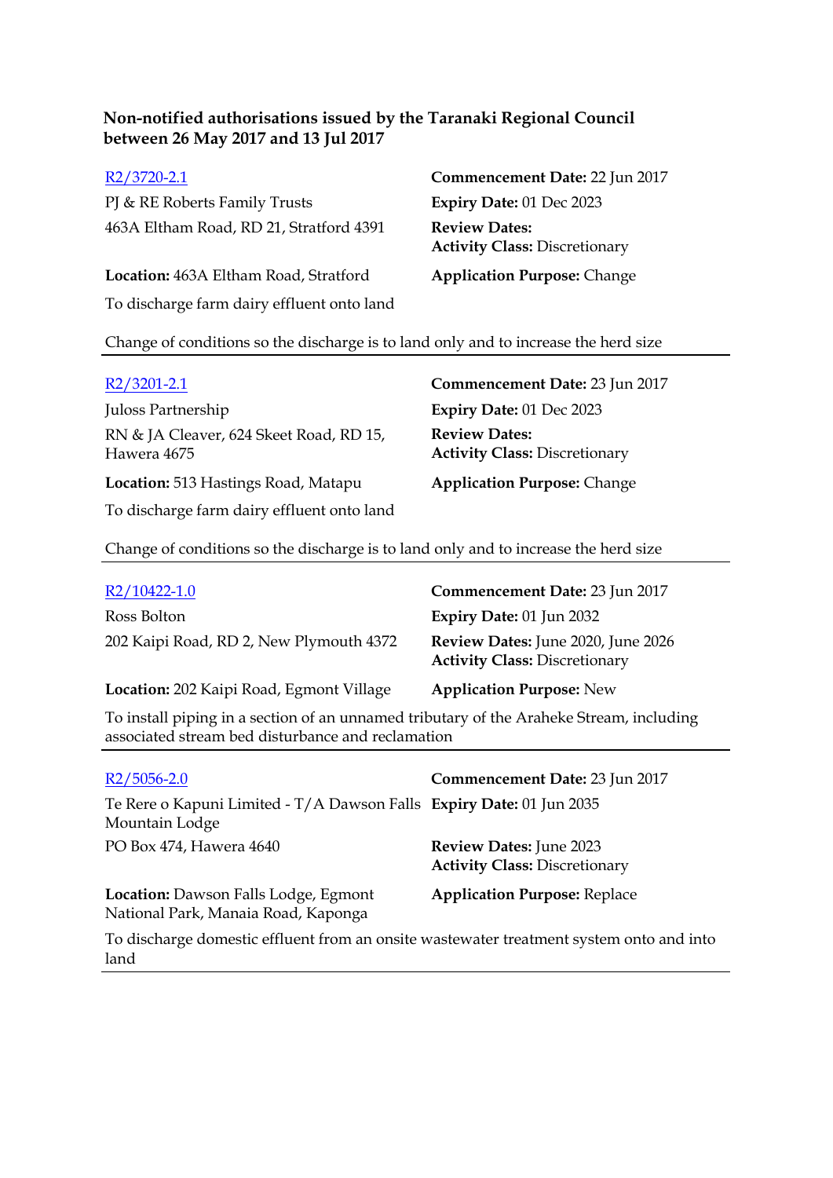**Non-notified authorisations issued by the Taranaki Regional Council between 26 May 2017 and 13 Jul 2017**

[R2/3720-2.1]

PJ & RE Roberts Family Trusts
463A Eltham Road, RD 21, Stratford 4391

**Location:** 463A Eltham Road, Stratford

**Commencement Date:** 22 Jun 2017
**Expiry Date:** 01 Dec 2023
**Review Dates:**
**Activity Class:** Discretionary
**Application Purpose:** Change

To discharge farm dairy effluent onto land

Change of conditions so the discharge is to land only and to increase the herd size

---

[R2/3201-2.1]

Juloss Partnership
RN & JA Cleaver, 624 Skeet Road, RD 15, Hawera 4675

**Location:** 513 Hastings Road, Matapu

**Commencement Date:** 23 Jun 2017
**Expiry Date:** 01 Dec 2023
**Review Dates:**
**Activity Class:** Discretionary
**Application Purpose:** Change

To discharge farm dairy effluent onto land

Change of conditions so the discharge is to land only and to increase the herd size

---

[R2/10422-1.0]

Ross Bolton
202 Kaipi Road, RD 2, New Plymouth 4372

**Location:** 202 Kaipi Road, Egmont Village

**Commencement Date:** 23 Jun 2017
**Expiry Date:** 01 Jun 2032
**Review Dates:** June 2020, June 2026
**Activity Class:** Discretionary
**Application Purpose:** New

To install piping in a section of an unnamed tributary of the Araheke Stream, including associated stream bed disturbance and reclamation

---

[R2/5056-2.0]

Te Rere o Kapuni Limited - T/A Dawson Falls Mountain Lodge
PO Box 474, Hawera 4640

**Location:** Dawson Falls Lodge, Egmont National Park, Manaia Road, Kaponga

**Commencement Date:** 23 Jun 2017
**Expiry Date:** 01 Jun 2035
**Review Dates:** June 2023
**Activity Class:** Discretionary
**Application Purpose:** Replace

To discharge domestic effluent from an onsite wastewater treatment system onto and into land

---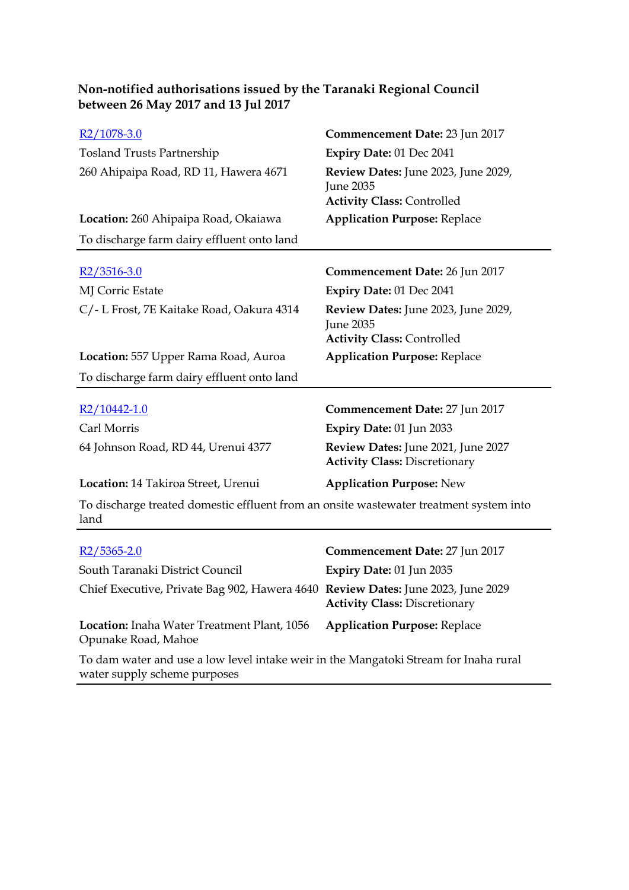**Non-notified authorisations issued by the Taranaki Regional Council between 26 May 2017 and 13 Jul 2017**

[R2/1078-3.0](R2/1078-3.0)
Tosland Trusts Partnership
260 Ahipaipa Road, RD 11, Hawera 4671

**Commencement Date:** 23 Jun 2017
**Expiry Date:** 01 Dec 2041
**Review Dates:** June 2023, June 2029, June 2035
**Activity Class:** Controlled

**Location:** 260 Ahipaipa Road, Okaiawa
**Application Purpose:** Replace

To discharge farm dairy effluent onto land

---

[R2/3516-3.0](R2/3516-3.0)
MJ Corric Estate
C/- L Frost, 7E Kaitake Road, Oakura 4314

**Commencement Date:** 26 Jun 2017
**Expiry Date:** 01 Dec 2041
**Review Dates:** June 2023, June 2029, June 2035
**Activity Class:** Controlled

**Location:** 557 Upper Rama Road, Auroa
**Application Purpose:** Replace

To discharge farm dairy effluent onto land

---

[R2/10442-1.0](R2/10442-1.0)
Carl Morris
64 Johnson Road, RD 44, Urenui 4377

**Commencement Date:** 27 Jun 2017
**Expiry Date:** 01 Jun 2033
**Review Dates:** June 2021, June 2027
**Activity Class:** Discretionary

**Location:** 14 Takiroa Street, Urenui
**Application Purpose:** New

To discharge treated domestic effluent from an onsite wastewater treatment system into land

---

[R2/5365-2.0](R2/5365-2.0)
South Taranaki District Council
Chief Executive, Private Bag 902, Hawera 4640

**Commencement Date:** 27 Jun 2017
**Expiry Date:** 01 Jun 2035
**Review Dates:** June 2023, June 2029
**Activity Class:** Discretionary

**Location:** Inaha Water Treatment Plant, 1056 Opunake Road, Mahoe
**Application Purpose:** Replace

To dam water and use a low level intake weir in the Mangatoki Stream for Inaha rural water supply scheme purposes

---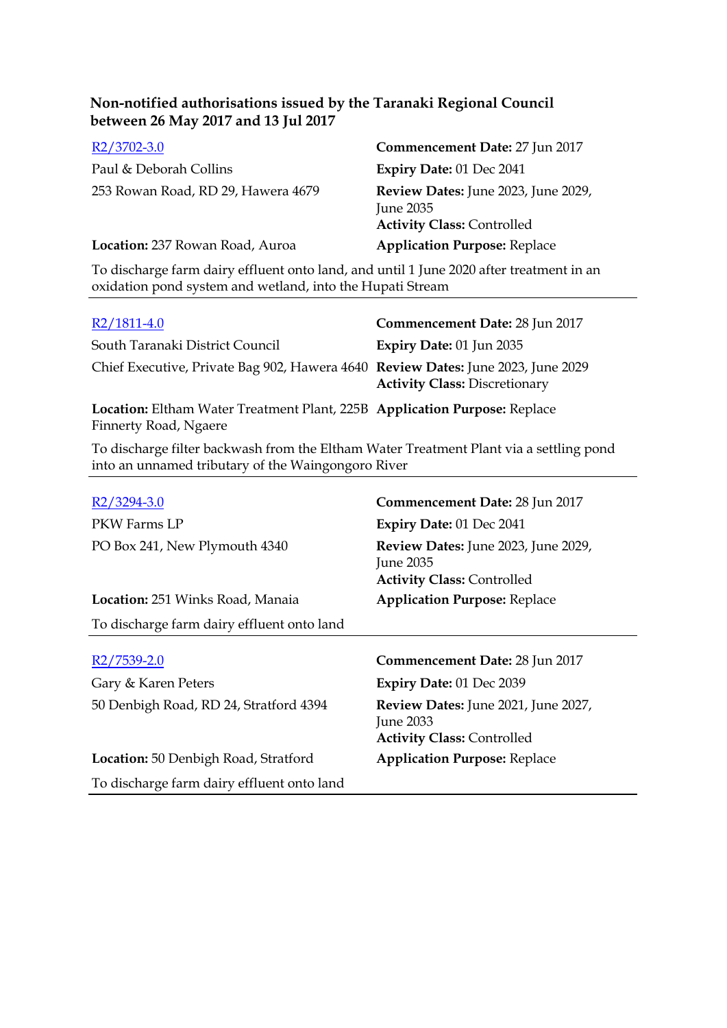**Non-notified authorisations issued by the Taranaki Regional Council between 26 May 2017 and 13 Jul 2017**

| | |
|---|---|
| [R2/3702-3.0] | **Commencement Date:** 27 Jun 2017 |
| Paul & Deborah Collins | **Expiry Date:** 01 Dec 2041 |
| 253 Rowan Road, RD 29, Hawera 4679 | **Review Dates:** June 2023, June 2029, June 2035<br>**Activity Class:** Controlled |
| **Location:** 237 Rowan Road, Auroa | **Application Purpose:** Replace |

To discharge farm dairy effluent onto land, and until 1 June 2020 after treatment in an oxidation pond system and wetland, into the Hupati Stream

---

| | |
|---|---|
| [R2/1811-4.0] | **Commencement Date:** 28 Jun 2017 |
| South Taranaki District Council | **Expiry Date:** 01 Jun 2035 |
| Chief Executive, Private Bag 902, Hawera 4640 | **Review Dates:** June 2023, June 2029<br>**Activity Class:** Discretionary |
| **Location:** Eltham Water Treatment Plant, 225B Finnerty Road, Ngaere | **Application Purpose:** Replace |

To discharge filter backwash from the Eltham Water Treatment Plant via a settling pond into an unnamed tributary of the Waingongoro River

---

| | |
|---|---|
| [R2/3294-3.0] | **Commencement Date:** 28 Jun 2017 |
| PKW Farms LP | **Expiry Date:** 01 Dec 2041 |
| PO Box 241, New Plymouth 4340 | **Review Dates:** June 2023, June 2029, June 2035<br>**Activity Class:** Controlled |
| **Location:** 251 Winks Road, Manaia | **Application Purpose:** Replace |

To discharge farm dairy effluent onto land

---

| | |
|---|---|
| [R2/7539-2.0] | **Commencement Date:** 28 Jun 2017 |
| Gary & Karen Peters | **Expiry Date:** 01 Dec 2039 |
| 50 Denbigh Road, RD 24, Stratford 4394 | **Review Dates:** June 2021, June 2027, June 2033<br>**Activity Class:** Controlled |
| **Location:** 50 Denbigh Road, Stratford | **Application Purpose:** Replace |

To discharge farm dairy effluent onto land

---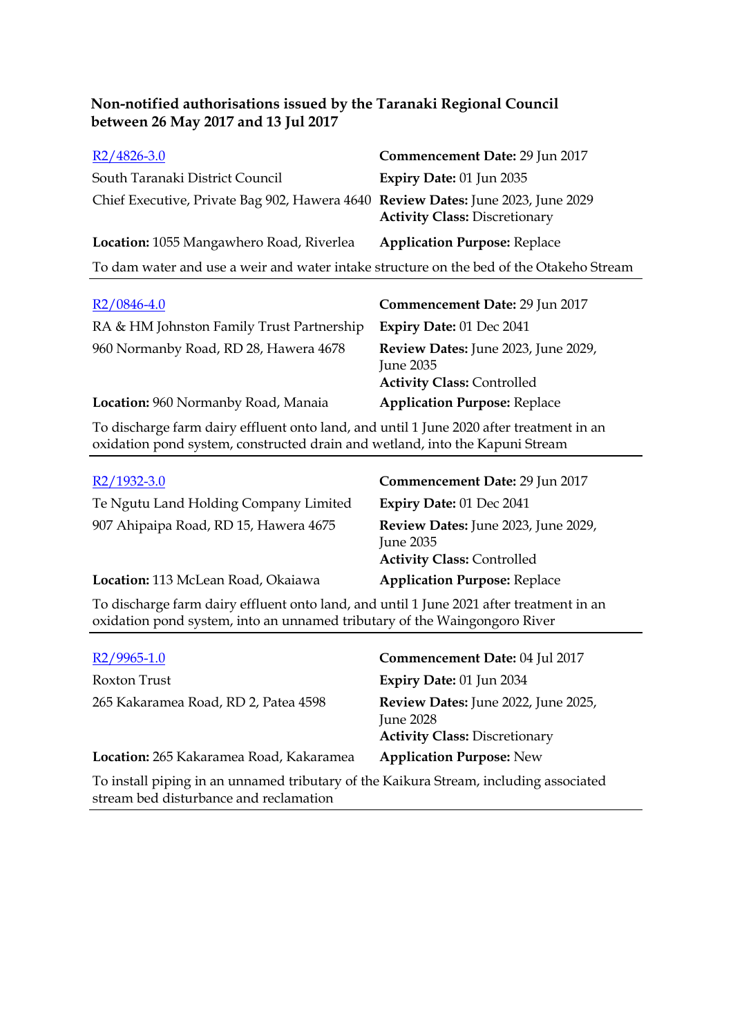**Non-notified authorisations issued by the Taranaki Regional Council between 26 May 2017 and 13 Jul 2017**

| | |
|---|---|
| R2/4826-3.0 | **Commencement Date:** 29 Jun 2017 |
| South Taranaki District Council | **Expiry Date:** 01 Jun 2035 |
| Chief Executive, Private Bag 902, Hawera 4640 | **Review Dates:** June 2023, June 2029<br>**Activity Class:** Discretionary |
| **Location:** 1055 Mangawhero Road, Riverlea | **Application Purpose:** Replace |

To dam water and use a weir and water intake structure on the bed of the Otakeho Stream

---

| | |
|---|---|
| R2/0846-4.0 | **Commencement Date:** 29 Jun 2017 |
| RA & HM Johnston Family Trust Partnership | **Expiry Date:** 01 Dec 2041 |
| 960 Normanby Road, RD 28, Hawera 4678 | **Review Dates:** June 2023, June 2029, June 2035<br>**Activity Class:** Controlled |
| **Location:** 960 Normanby Road, Manaia | **Application Purpose:** Replace |

To discharge farm dairy effluent onto land, and until 1 June 2020 after treatment in an oxidation pond system, constructed drain and wetland, into the Kapuni Stream

---

| | |
|---|---|
| R2/1932-3.0 | **Commencement Date:** 29 Jun 2017 |
| Te Ngutu Land Holding Company Limited | **Expiry Date:** 01 Dec 2041 |
| 907 Ahipaipa Road, RD 15, Hawera 4675 | **Review Dates:** June 2023, June 2029, June 2035<br>**Activity Class:** Controlled |
| **Location:** 113 McLean Road, Okaiawa | **Application Purpose:** Replace |

To discharge farm dairy effluent onto land, and until 1 June 2021 after treatment in an oxidation pond system, into an unnamed tributary of the Waingongoro River

---

| | |
|---|---|
| R2/9965-1.0 | **Commencement Date:** 04 Jul 2017 |
| Roxton Trust | **Expiry Date:** 01 Jun 2034 |
| 265 Kakaramea Road, RD 2, Patea 4598 | **Review Dates:** June 2022, June 2025, June 2028<br>**Activity Class:** Discretionary |
| **Location:** 265 Kakaramea Road, Kakaramea | **Application Purpose:** New |

To install piping in an unnamed tributary of the Kaikura Stream, including associated stream bed disturbance and reclamation

---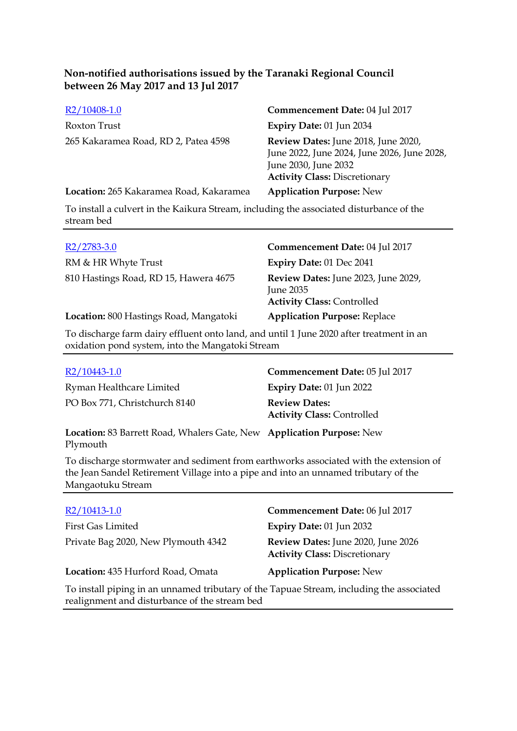**Non-notified authorisations issued by the Taranaki Regional Council between 26 May 2017 and 13 Jul 2017**

R2/10408-1.0
Roxton Trust
265 Kakaramea Road, RD 2, Patea 4598

**Commencement Date:** 04 Jul 2017
**Expiry Date:** 01 Jun 2034
**Review Dates:** June 2018, June 2020, June 2022, June 2024, June 2026, June 2028, June 2030, June 2032
**Activity Class:** Discretionary

**Location:** 265 Kakaramea Road, Kakaramea
**Application Purpose:** New

To install a culvert in the Kaikura Stream, including the associated disturbance of the stream bed

---

R2/2783-3.0
RM & HR Whyte Trust
810 Hastings Road, RD 15, Hawera 4675

**Commencement Date:** 04 Jul 2017
**Expiry Date:** 01 Dec 2041
**Review Dates:** June 2023, June 2029, June 2035
**Activity Class:** Controlled

**Location:** 800 Hastings Road, Mangatoki
**Application Purpose:** Replace

To discharge farm dairy effluent onto land, and until 1 June 2020 after treatment in an oxidation pond system, into the Mangatoki Stream

---

R2/10443-1.0
Ryman Healthcare Limited
PO Box 771, Christchurch 8140

**Commencement Date:** 05 Jul 2017
**Expiry Date:** 01 Jun 2022
**Review Dates:**
**Activity Class:** Controlled

**Location:** 83 Barrett Road, Whalers Gate, New Plymouth
**Application Purpose:** New

To discharge stormwater and sediment from earthworks associated with the extension of the Jean Sandel Retirement Village into a pipe and into an unnamed tributary of the Mangaotuku Stream

---

R2/10413-1.0
First Gas Limited
Private Bag 2020, New Plymouth 4342

**Commencement Date:** 06 Jul 2017
**Expiry Date:** 01 Jun 2032
**Review Dates:** June 2020, June 2026
**Activity Class:** Discretionary

**Location:** 435 Hurford Road, Omata
**Application Purpose:** New

To install piping in an unnamed tributary of the Tapuae Stream, including the associated realignment and disturbance of the stream bed

---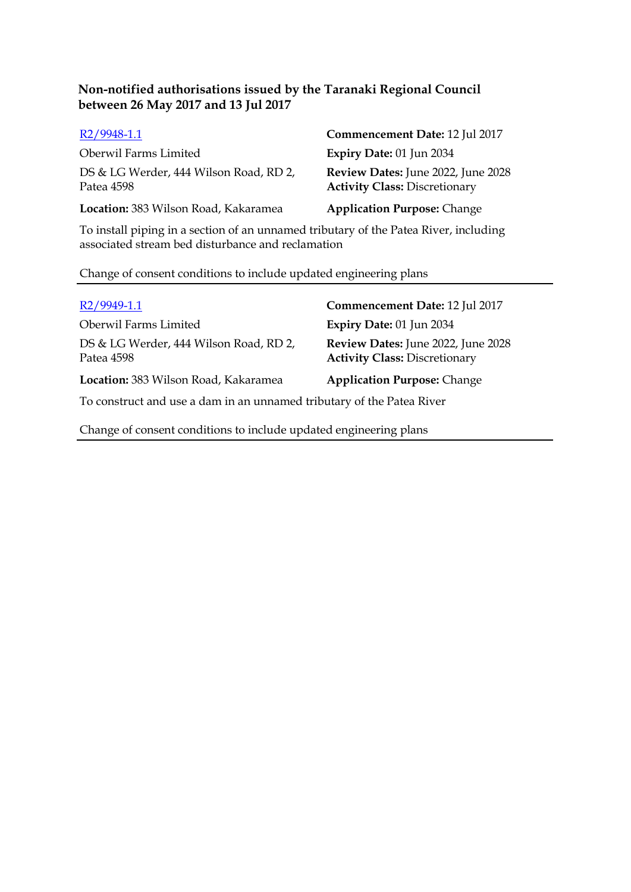**Non-notified authorisations issued by the Taranaki Regional Council between 26 May 2017 and 13 Jul 2017**

R2/9948-1.1

Oberwil Farms Limited

DS & LG Werder, 444 Wilson Road, RD 2, Patea 4598

**Location:** 383 Wilson Road, Kakaramea

**Commencement Date:** 12 Jul 2017

**Expiry Date:** 01 Jun 2034

**Review Dates:** June 2022, June 2028

**Activity Class:** Discretionary

**Application Purpose:** Change

To install piping in a section of an unnamed tributary of the Patea River, including associated stream bed disturbance and reclamation

Change of consent conditions to include updated engineering plans

---

R2/9949-1.1

Oberwil Farms Limited

DS & LG Werder, 444 Wilson Road, RD 2, Patea 4598

**Location:** 383 Wilson Road, Kakaramea

**Commencement Date:** 12 Jul 2017

**Expiry Date:** 01 Jun 2034

**Review Dates:** June 2022, June 2028

**Activity Class:** Discretionary

**Application Purpose:** Change

To construct and use a dam in an unnamed tributary of the Patea River

Change of consent conditions to include updated engineering plans

---